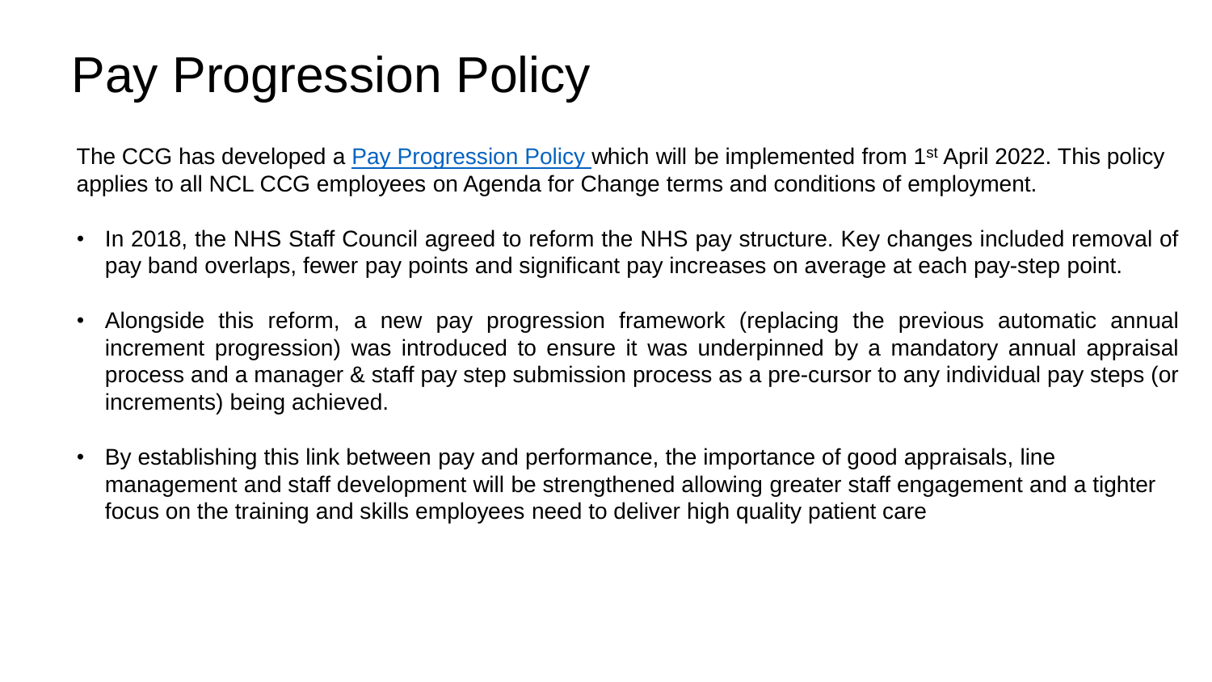# Pay Progression Policy

The CCG has developed a [Pay Progression Policy](#) which will be implemented from 1st April 2022. This policy applies to all NCL CCG employees on Agenda for Change terms and conditions of employment.

- In 2018, the NHS Staff Council agreed to reform the NHS pay structure. Key changes included removal of pay band overlaps, fewer pay points and significant pay increases on average at each pay-step point.
- Alongside this reform, a new pay progression framework (replacing the previous automatic annual increment progression) was introduced to ensure it was underpinned by a mandatory annual appraisal process and a manager & staff pay step submission process as a pre-cursor to any individual pay steps (or increments) being achieved.
- By establishing this link between pay and performance, the importance of good appraisals, line management and staff development will be strengthened allowing greater staff engagement and a tighter focus on the training and skills employees need to deliver high quality patient care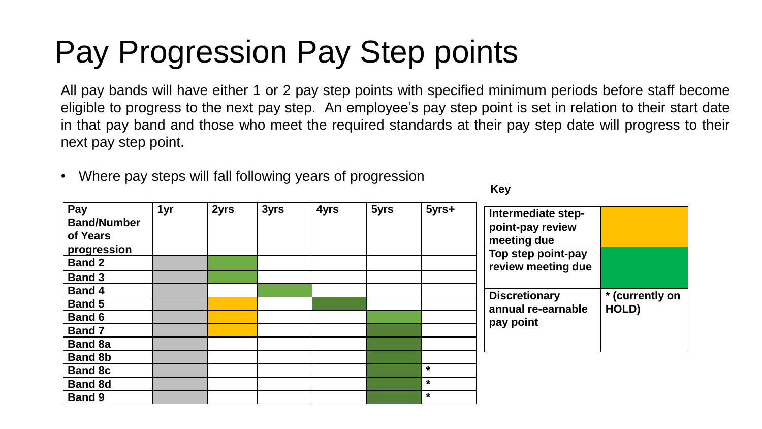# Pay Progression Pay Step points

All pay bands will have either 1 or 2 pay step points with specified minimum periods before staff become eligible to progress to the next pay step. An employee's pay step point is set in relation to their start date in that pay band and those who meet the required standards at their pay step date will progress to their next pay step point.

- Where pay steps will fall following years of progression

| Pay Band/Number of Years progression | 1yr | 2yrs | 3yrs | 4yrs | 5yrs | 5yrs+ |
|---|---|---|---|---|---|---|
| Band 2 | | | | | | |
| Band 3 | | | | | | |
| Band 4 | | | | | | |
| Band 5 | | | | | | |
| Band 6 | | | | | | |
| Band 7 | | | | | | |
| Band 8a | | | | | | |
| Band 8b | | | | | | |
| Band 8c | | | | | | * |
| Band 8d | | | | | | * |
| Band 9 | | | | | | * |

**Key**

| | |
|---|---|
| **Intermediate step-point-pay review meeting due** | |
| **Top step point-pay review meeting due** | |
| **Discretionary annual re-earnable pay point** | *** (currently on HOLD)** |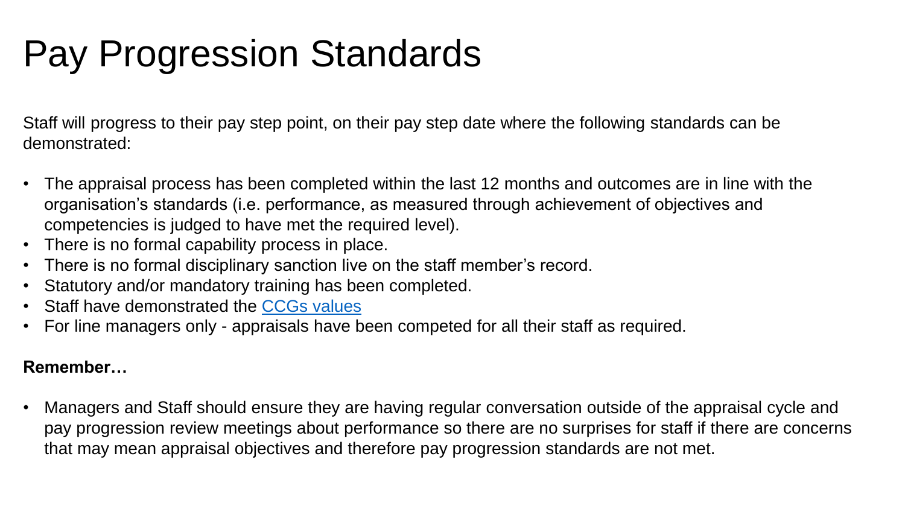# Pay Progression Standards

Staff will progress to their pay step point, on their pay step date where the following standards can be demonstrated:

- The appraisal process has been completed within the last 12 months and outcomes are in line with the organisation's standards (i.e. performance, as measured through achievement of objectives and competencies is judged to have met the required level).
- There is no formal capability process in place.
- There is no formal disciplinary sanction live on the staff member's record.
- Statutory and/or mandatory training has been completed.
- Staff have demonstrated the [CCGs values]
- For line managers only - appraisals have been competed for all their staff as required.

**Remember…**

- Managers and Staff should ensure they are having regular conversation outside of the appraisal cycle and pay progression review meetings about performance so there are no surprises for staff if there are concerns that may mean appraisal objectives and therefore pay progression standards are not met.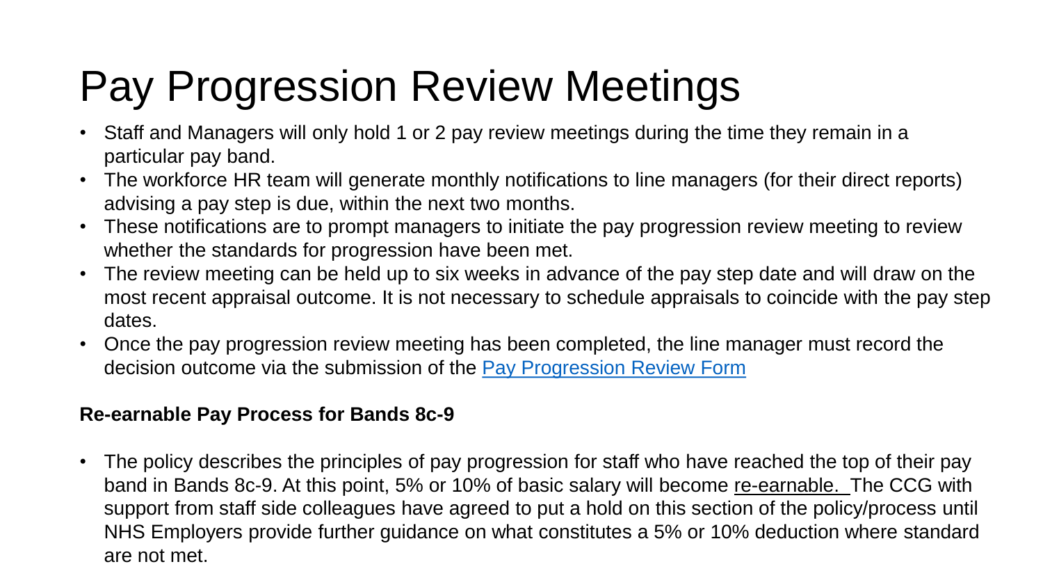# Pay Progression Review Meetings

- Staff and Managers will only hold 1 or 2 pay review meetings during the time they remain in a particular pay band.
- The workforce HR team will generate monthly notifications to line managers (for their direct reports) advising a pay step is due, within the next two months.
- These notifications are to prompt managers to initiate the pay progression review meeting to review whether the standards for progression have been met.
- The review meeting can be held up to six weeks in advance of the pay step date and will draw on the most recent appraisal outcome. It is not necessary to schedule appraisals to coincide with the pay step dates.
- Once the pay progression review meeting has been completed, the line manager must record the decision outcome via the submission of the Pay Progression Review Form

**Re-earnable Pay Process for Bands 8c-9**

- The policy describes the principles of pay progression for staff who have reached the top of their pay band in Bands 8c-9. At this point, 5% or 10% of basic salary will become re-earnable. The CCG with support from staff side colleagues have agreed to put a hold on this section of the policy/process until NHS Employers provide further guidance on what constitutes a 5% or 10% deduction where standard are not met.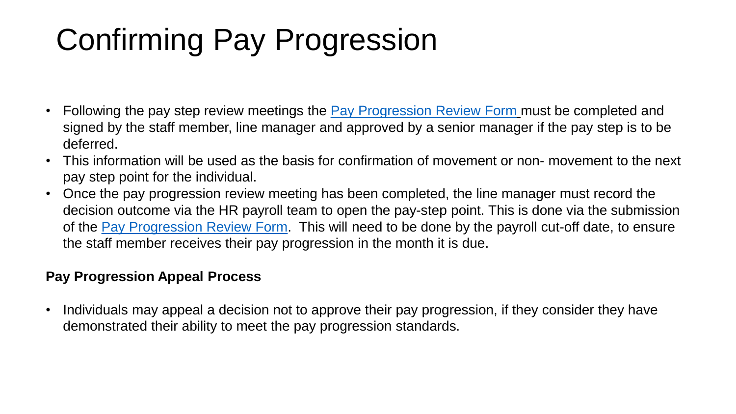# Confirming Pay Progression

- Following the pay step review meetings the Pay Progression Review Form must be completed and signed by the staff member, line manager and approved by a senior manager if the pay step is to be deferred.
- This information will be used as the basis for confirmation of movement or non- movement to the next pay step point for the individual.
- Once the pay progression review meeting has been completed, the line manager must record the decision outcome via the HR payroll team to open the pay-step point. This is done via the submission of the Pay Progression Review Form. This will need to be done by the payroll cut-off date, to ensure the staff member receives their pay progression in the month it is due.

**Pay Progression Appeal Process**

- Individuals may appeal a decision not to approve their pay progression, if they consider they have demonstrated their ability to meet the pay progression standards.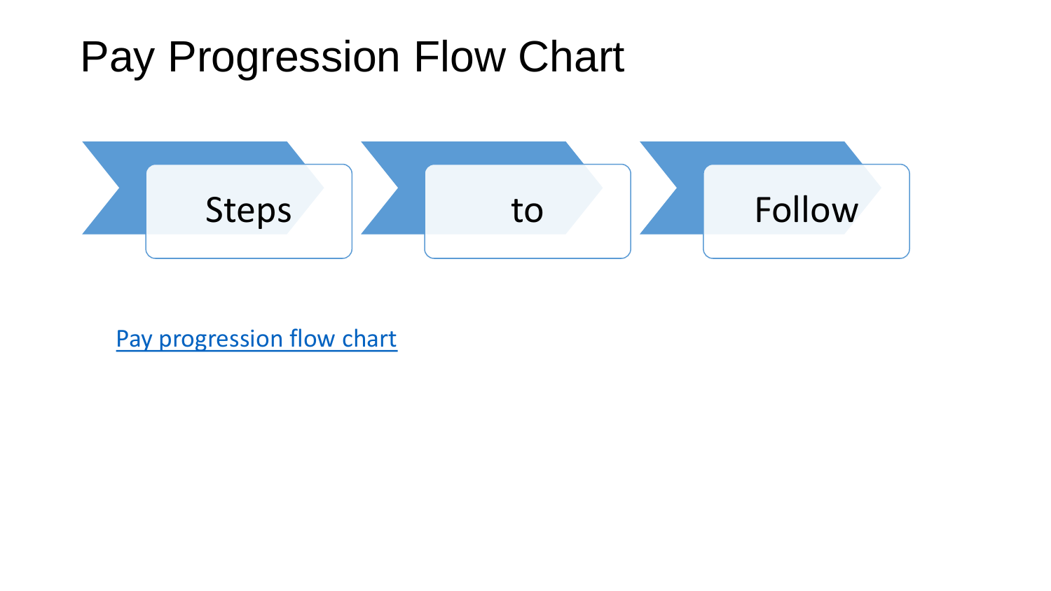# Pay Progression Flow Chart

Steps → to → Follow

[Pay progression flow chart]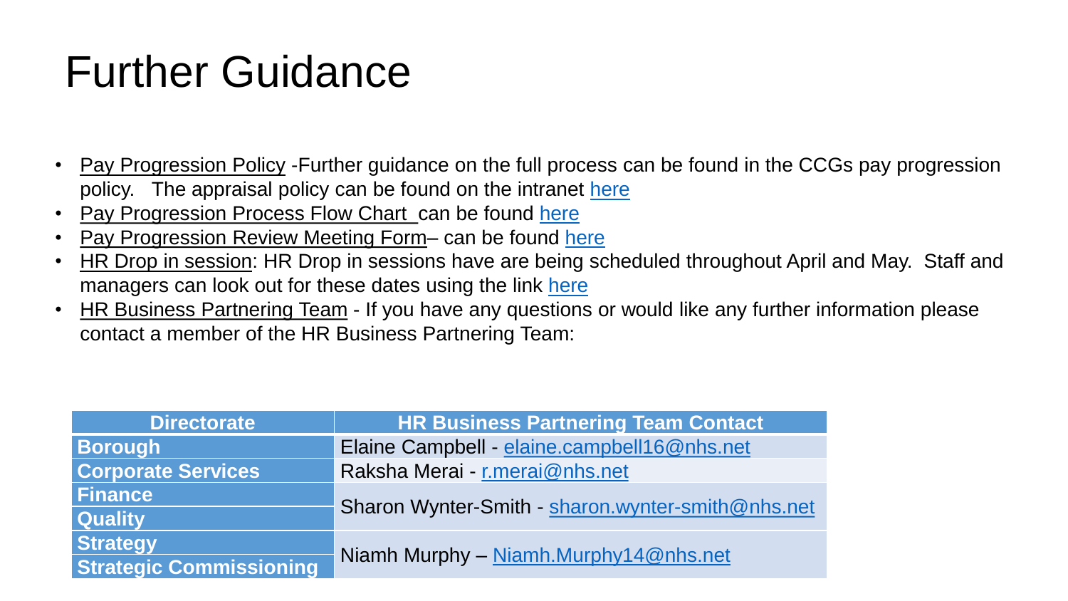# Further Guidance

- Pay Progression Policy -Further guidance on the full process can be found in the CCGs pay progression policy. The appraisal policy can be found on the intranet here
- Pay Progression Process Flow Chart can be found here
- Pay Progression Review Meeting Form– can be found here
- HR Drop in session: HR Drop in sessions have are being scheduled throughout April and May. Staff and managers can look out for these dates using the link here
- HR Business Partnering Team - If you have any questions or would like any further information please contact a member of the HR Business Partnering Team:

| Directorate | HR Business Partnering Team Contact |
|---|---|
| **Borough** | Elaine Campbell - elaine.campbell16@nhs.net |
| **Corporate Services** | Raksha Merai - r.merai@nhs.net |
| **Finance** | Sharon Wynter-Smith - sharon.wynter-smith@nhs.net |
| **Quality** | |
| **Strategy** | Niamh Murphy – Niamh.Murphy14@nhs.net |
| **Strategic Commissioning** | |